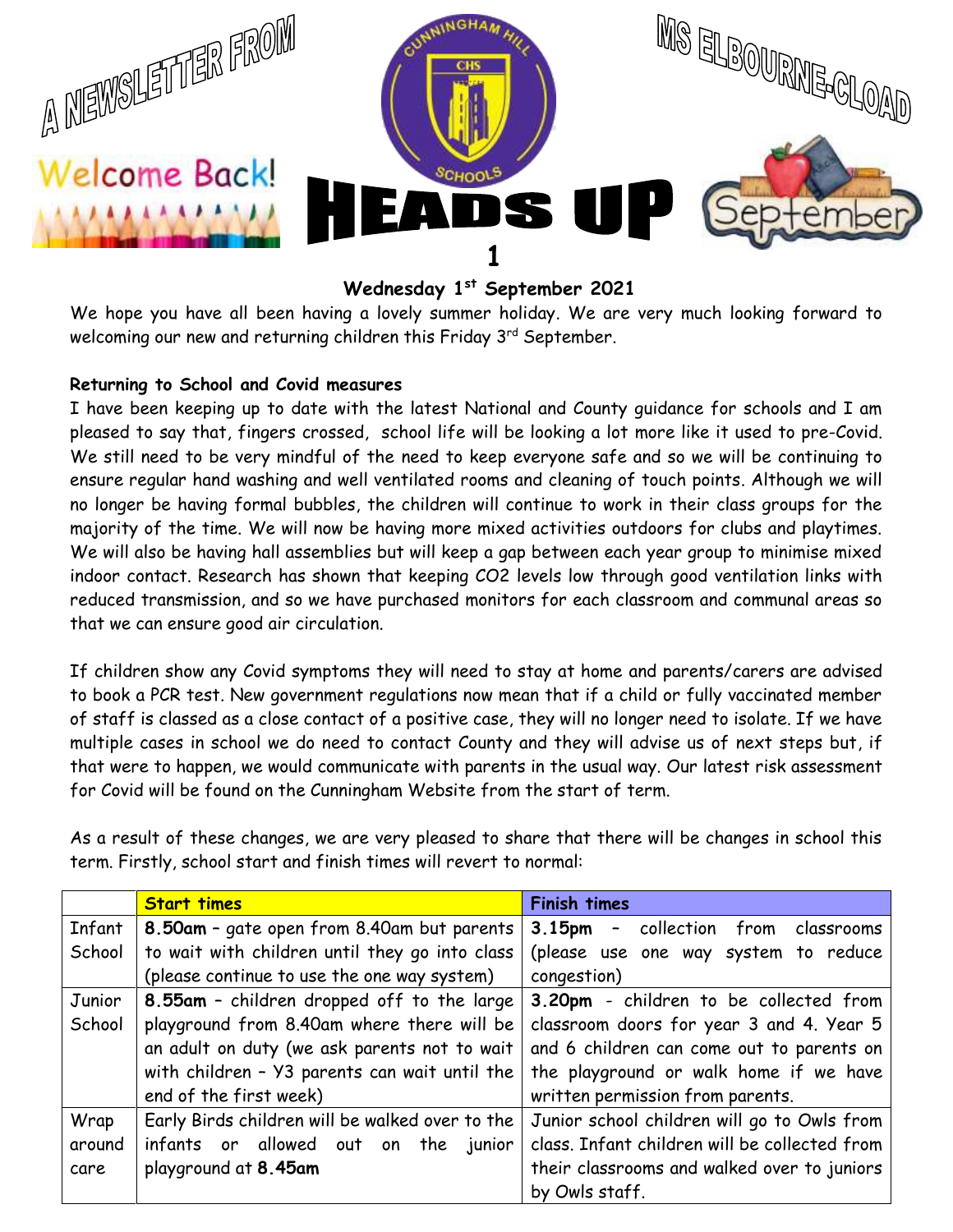# A NEWSLETTER FROM MS ELBOURNE-CLOAD

Welcome Back!

CUNNINGHAM HILL SCHOOLS

# HEADS UP 1

September

**Wednesday 1st September 2021**

We hope you have all been having a lovely summer holiday. We are very much looking forward to welcoming our new and returning children this Friday 3rd September.

**Returning to School and Covid measures**

I have been keeping up to date with the latest National and County guidance for schools and I am pleased to say that, fingers crossed, school life will be looking a lot more like it used to pre-Covid. We still need to be very mindful of the need to keep everyone safe and so we will be continuing to ensure regular hand washing and well ventilated rooms and cleaning of touch points. Although we will no longer be having formal bubbles, the children will continue to work in their class groups for the majority of the time. We will now be having more mixed activities outdoors for clubs and playtimes. We will also be having hall assemblies but will keep a gap between each year group to minimise mixed indoor contact. Research has shown that keeping $CO_2$ levels low through good ventilation links with reduced transmission, and so we have purchased monitors for each classroom and communal areas so that we can ensure good air circulation.

If children show any Covid symptoms they will need to stay at home and parents/carers are advised to book a PCR test. New government regulations now mean that if a child or fully vaccinated member of staff is classed as a close contact of a positive case, they will no longer need to isolate. If we have multiple cases in school we do need to contact County and they will advise us of next steps but, if that were to happen, we would communicate with parents in the usual way. Our latest risk assessment for Covid will be found on the Cunningham Website from the start of term.

As a result of these changes, we are very pleased to share that there will be changes in school this term. Firstly, school start and finish times will revert to normal:

| | Start times | Finish times |
|---|---|---|
| Infant School | **8.50am** – gate open from 8.40am but parents to wait with children until they go into class (please continue to use the one way system) | **3.15pm** – collection from classrooms (please use one way system to reduce congestion) |
| Junior School | **8.55am** – children dropped off to the large playground from 8.40am where there will be an adult on duty (we ask parents not to wait with children – Y3 parents can wait until the end of the first week) | **3.20pm** - children to be collected from classroom doors for year 3 and 4. Year 5 and 6 children can come out to parents on the playground or walk home if we have written permission from parents. |
| Wrap around care | Early Birds children will be walked over to the infants or allowed out on the junior playground at **8.45am** | Junior school children will go to Owls from class. Infant children will be collected from their classrooms and walked over to juniors by Owls staff. |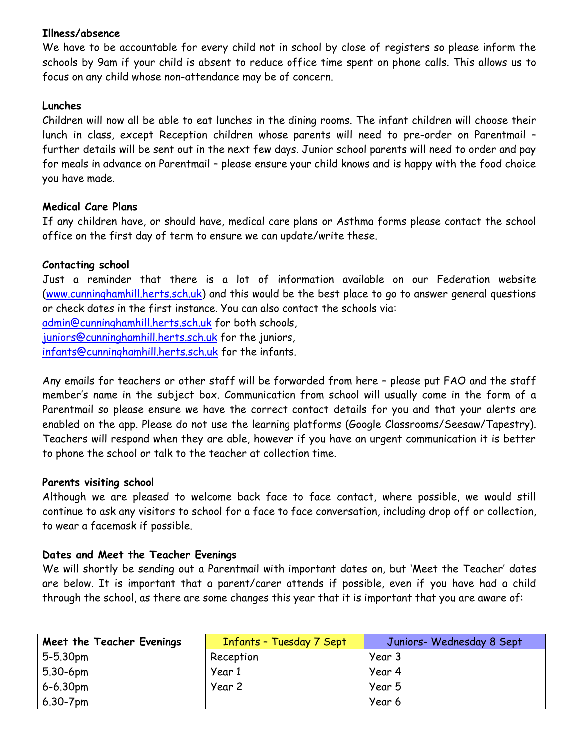**Illness/absence**

We have to be accountable for every child not in school by close of registers so please inform the schools by 9am if your child is absent to reduce office time spent on phone calls. This allows us to focus on any child whose non-attendance may be of concern.

**Lunches**

Children will now all be able to eat lunches in the dining rooms. The infant children will choose their lunch in class, except Reception children whose parents will need to pre-order on Parentmail – further details will be sent out in the next few days. Junior school parents will need to order and pay for meals in advance on Parentmail – please ensure your child knows and is happy with the food choice you have made.

**Medical Care Plans**

If any children have, or should have, medical care plans or Asthma forms please contact the school office on the first day of term to ensure we can update/write these.

**Contacting school**

Just a reminder that there is a lot of information available on our Federation website (www.cunninghamhill.herts.sch.uk) and this would be the best place to go to answer general questions or check dates in the first instance. You can also contact the schools via:
admin@cunninghamhill.herts.sch.uk for both schools,
juniors@cunninghamhill.herts.sch.uk for the juniors,
infants@cunninghamhill.herts.sch.uk for the infants.

Any emails for teachers or other staff will be forwarded from here – please put FAO and the staff member's name in the subject box. Communication from school will usually come in the form of a Parentmail so please ensure we have the correct contact details for you and that your alerts are enabled on the app. Please do not use the learning platforms (Google Classrooms/Seesaw/Tapestry). Teachers will respond when they are able, however if you have an urgent communication it is better to phone the school or talk to the teacher at collection time.

**Parents visiting school**

Although we are pleased to welcome back face to face contact, where possible, we would still continue to ask any visitors to school for a face to face conversation, including drop off or collection, to wear a facemask if possible.

**Dates and Meet the Teacher Evenings**

We will shortly be sending out a Parentmail with important dates on, but 'Meet the Teacher' dates are below. It is important that a parent/carer attends if possible, even if you have had a child through the school, as there are some changes this year that it is important that you are aware of:

| **Meet the Teacher Evenings** | Infants – Tuesday 7 Sept | Juniors- Wednesday 8 Sept |
|---|---|---|
| 5-5.30pm | Reception | Year 3 |
| 5.30-6pm | Year 1 | Year 4 |
| 6-6.30pm | Year 2 | Year 5 |
| 6.30-7pm | | Year 6 |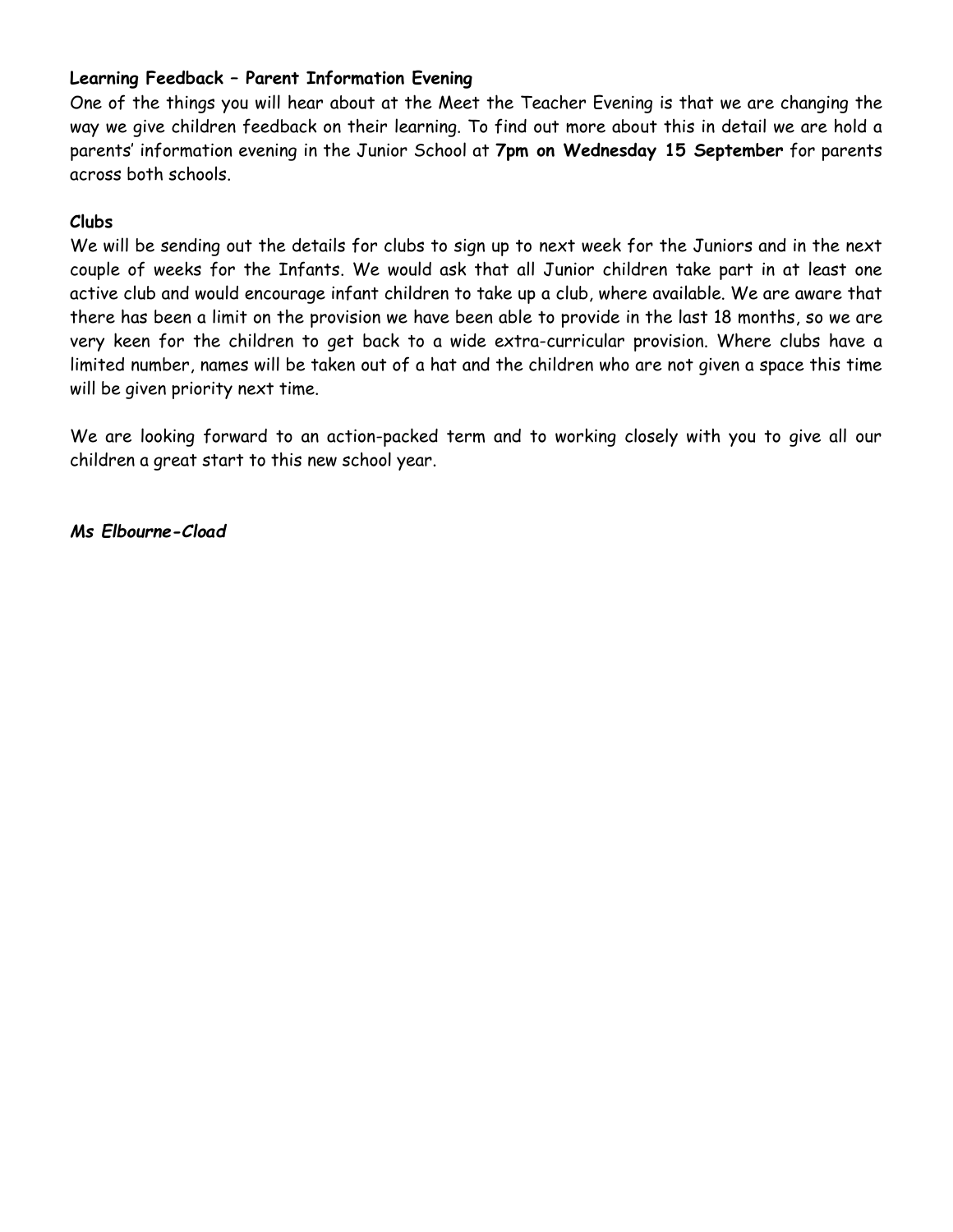**Learning Feedback – Parent Information Evening**

One of the things you will hear about at the Meet the Teacher Evening is that we are changing the way we give children feedback on their learning. To find out more about this in detail we are hold a parents' information evening in the Junior School at **7pm on Wednesday 15 September** for parents across both schools.

**Clubs**

We will be sending out the details for clubs to sign up to next week for the Juniors and in the next couple of weeks for the Infants. We would ask that all Junior children take part in at least one active club and would encourage infant children to take up a club, where available. We are aware that there has been a limit on the provision we have been able to provide in the last 18 months, so we are very keen for the children to get back to a wide extra-curricular provision. Where clubs have a limited number, names will be taken out of a hat and the children who are not given a space this time will be given priority next time.

We are looking forward to an action-packed term and to working closely with you to give all our children a great start to this new school year.

***Ms Elbourne-Cload***